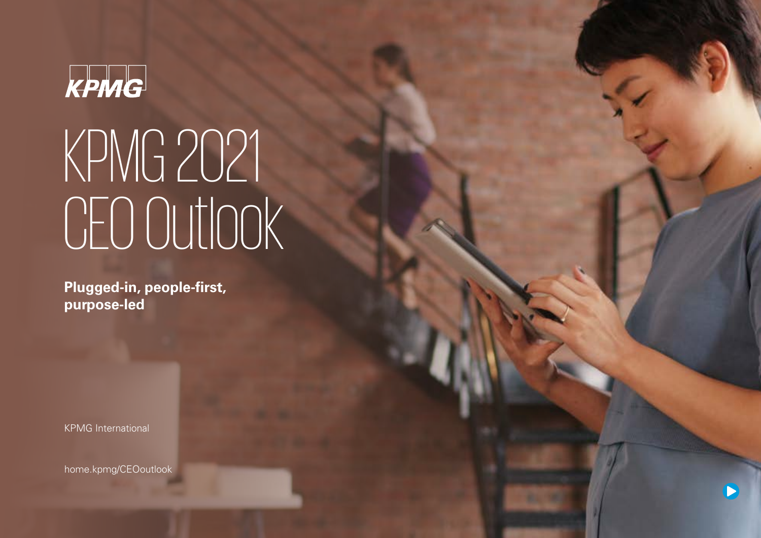KPMG

# KPMG 2021 CEO Outlook

**Plugged-in, people-first, purpose-led**

KPMG International

home.kpmg/CEOoutlook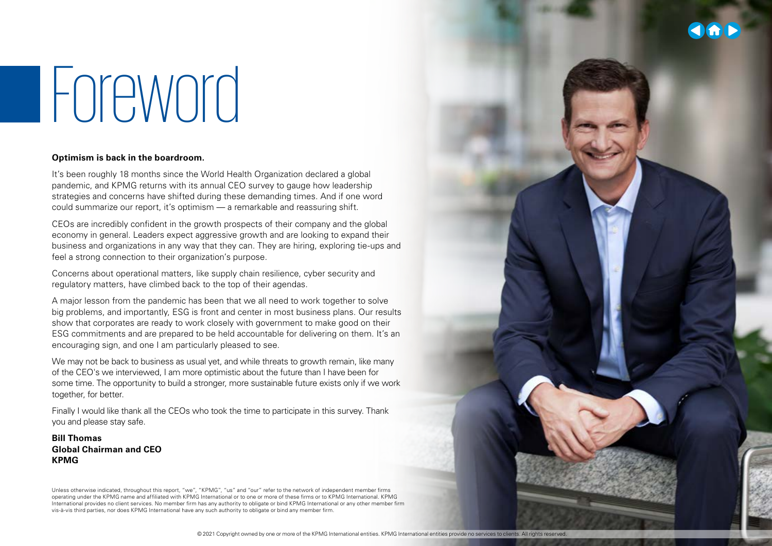# Foreword

**Optimism is back in the boardroom.**

It's been roughly 18 months since the World Health Organization declared a global pandemic, and KPMG returns with its annual CEO survey to gauge how leadership strategies and concerns have shifted during these demanding times. And if one word could summarize our report, it's optimism — a remarkable and reassuring shift.

CEOs are incredibly confident in the growth prospects of their company and the global economy in general. Leaders expect aggressive growth and are looking to expand their business and organizations in any way that they can. They are hiring, exploring tie-ups and feel a strong connection to their organization's purpose.

Concerns about operational matters, like supply chain resilience, cyber security and regulatory matters, have climbed back to the top of their agendas.

A major lesson from the pandemic has been that we all need to work together to solve big problems, and importantly, ESG is front and center in most business plans. Our results show that corporates are ready to work closely with government to make good on their ESG commitments and are prepared to be held accountable for delivering on them. It's an encouraging sign, and one I am particularly pleased to see.

We may not be back to business as usual yet, and while threats to growth remain, like many of the CEO's we interviewed, I am more optimistic about the future than I have been for some time. The opportunity to build a stronger, more sustainable future exists only if we work together, for better.

Finally I would like thank all the CEOs who took the time to participate in this survey. Thank you and please stay safe.

**Bill Thomas**
**Global Chairman and CEO**
**KPMG**

Unless otherwise indicated, throughout this report, "we", "KPMG", "us" and "our" refer to the network of independent member firms operating under the KPMG name and affiliated with KPMG International or to one or more of these firms or to KPMG International. KPMG International provides no client services. No member firm has any authority to obligate or bind KPMG International or any other member firm vis-à-vis third parties, nor does KPMG International have any such authority to obligate or bind any member firm.

© 2021 Copyright owned by one or more of the KPMG International entities. KPMG International entities provide no services to clients. All rights reserved.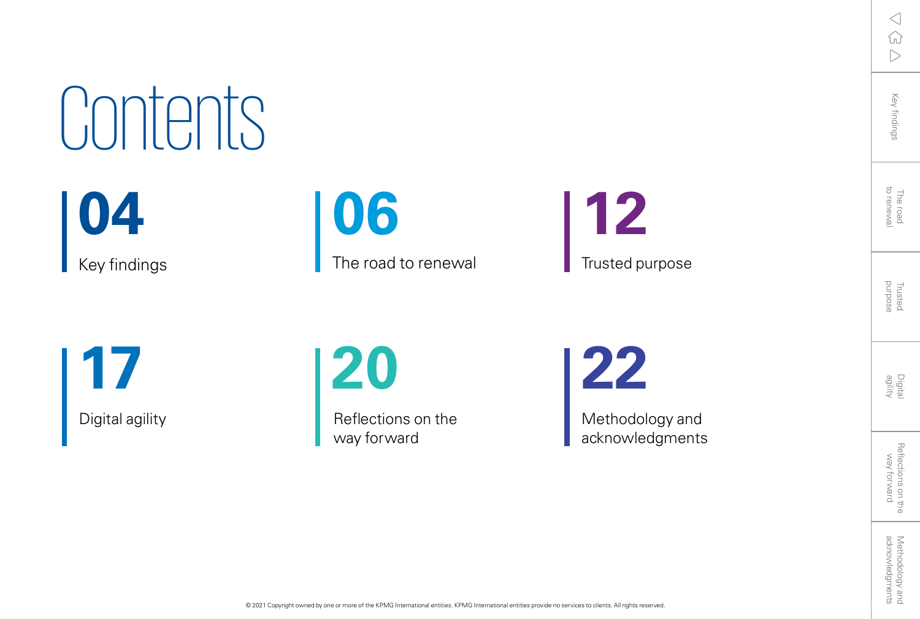# Contents

**04** Key findings

**06** The road to renewal

**12** Trusted purpose

**17** Digital agility

**20** Reflections on the way forward

**22** Methodology and acknowledgments

© 2021 Copyright owned by one or more of the KPMG International entities. KPMG International entities provide no services to clients. All rights reserved.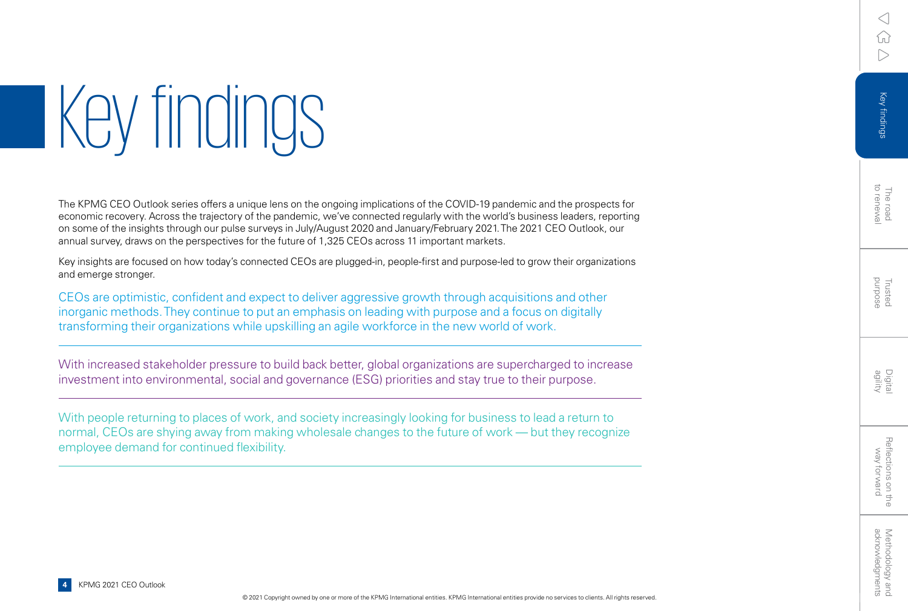# Key findings

The KPMG CEO Outlook series offers a unique lens on the ongoing implications of the COVID-19 pandemic and the prospects for economic recovery. Across the trajectory of the pandemic, we've connected regularly with the world's business leaders, reporting on some of the insights through our pulse surveys in July/August 2020 and January/February 2021. The 2021 CEO Outlook, our annual survey, draws on the perspectives for the future of 1,325 CEOs across 11 important markets.

Key insights are focused on how today's connected CEOs are plugged-in, people-first and purpose-led to grow their organizations and emerge stronger.

CEOs are optimistic, confident and expect to deliver aggressive growth through acquisitions and other inorganic methods. They continue to put an emphasis on leading with purpose and a focus on digitally transforming their organizations while upskilling an agile workforce in the new world of work.

---

With increased stakeholder pressure to build back better, global organizations are supercharged to increase investment into environmental, social and governance (ESG) priorities and stay true to their purpose.

---

With people returning to places of work, and society increasingly looking for business to lead a return to normal, CEOs are shying away from making wholesale changes to the future of work — but they recognize employee demand for continued flexibility.

---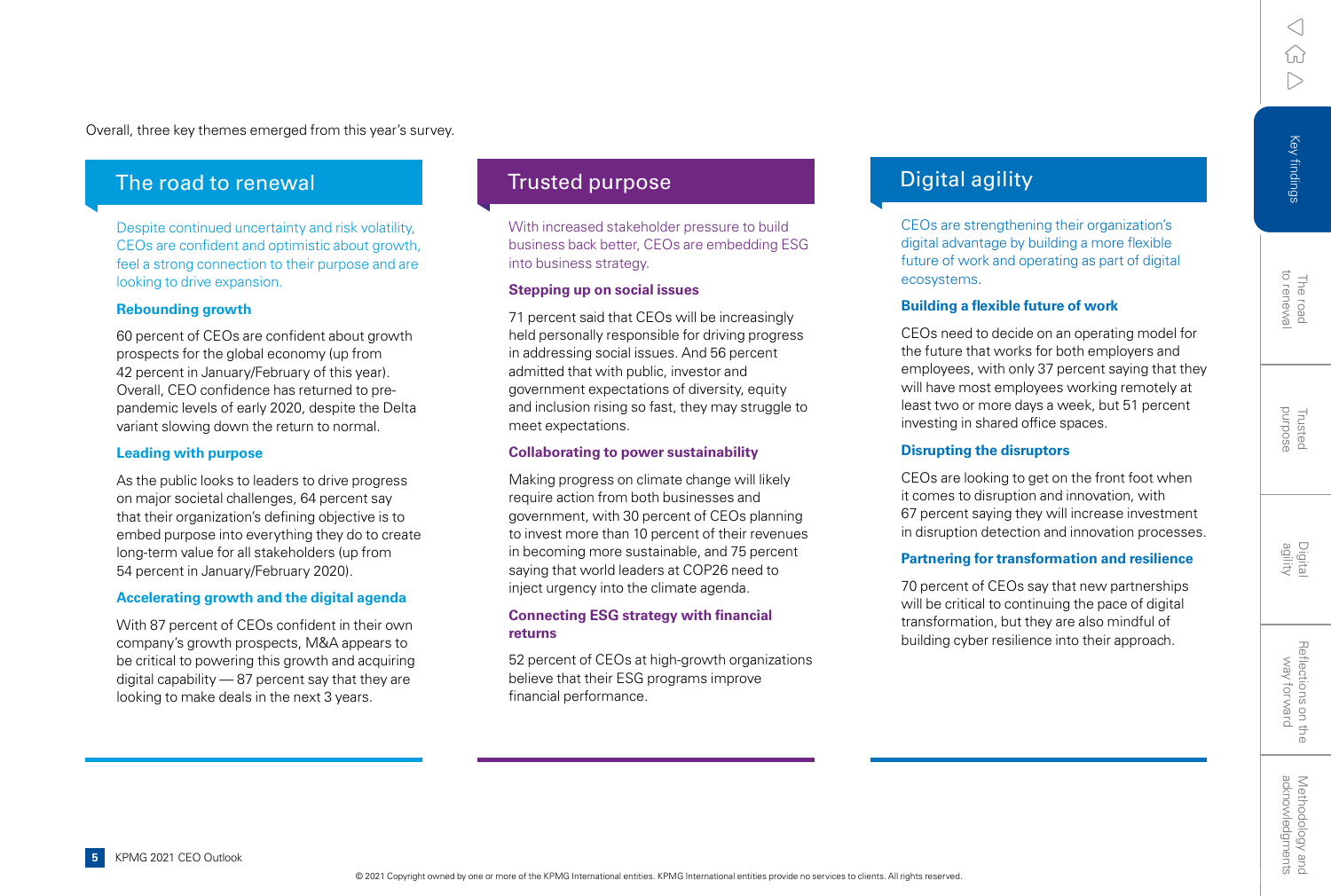Overall, three key themes emerged from this year's survey.

## The road to renewal

Despite continued uncertainty and risk volatility, CEOs are confident and optimistic about growth, feel a strong connection to their purpose and are looking to drive expansion.

### Rebounding growth

60 percent of CEOs are confident about growth prospects for the global economy (up from 42 percent in January/February of this year). Overall, CEO confidence has returned to pre-pandemic levels of early 2020, despite the Delta variant slowing down the return to normal.

### Leading with purpose

As the public looks to leaders to drive progress on major societal challenges, 64 percent say that their organization's defining objective is to embed purpose into everything they do to create long-term value for all stakeholders (up from 54 percent in January/February 2020).

### Accelerating growth and the digital agenda

With 87 percent of CEOs confident in their own company's growth prospects, M&A appears to be critical to powering this growth and acquiring digital capability — 87 percent say that they are looking to make deals in the next 3 years.

## Trusted purpose

With increased stakeholder pressure to build business back better, CEOs are embedding ESG into business strategy.

### Stepping up on social issues

71 percent said that CEOs will be increasingly held personally responsible for driving progress in addressing social issues. And 56 percent admitted that with public, investor and government expectations of diversity, equity and inclusion rising so fast, they may struggle to meet expectations.

### Collaborating to power sustainability

Making progress on climate change will likely require action from both businesses and government, with 30 percent of CEOs planning to invest more than 10 percent of their revenues in becoming more sustainable, and 75 percent saying that world leaders at COP26 need to inject urgency into the climate agenda.

### Connecting ESG strategy with financial returns

52 percent of CEOs at high-growth organizations believe that their ESG programs improve financial performance.

## Digital agility

CEOs are strengthening their organization's digital advantage by building a more flexible future of work and operating as part of digital ecosystems.

### Building a flexible future of work

CEOs need to decide on an operating model for the future that works for both employers and employees, with only 37 percent saying that they will have most employees working remotely at least two or more days a week, but 51 percent investing in shared office spaces.

### Disrupting the disruptors

CEOs are looking to get on the front foot when it comes to disruption and innovation, with 67 percent saying they will increase investment in disruption detection and innovation processes.

### Partnering for transformation and resilience

70 percent of CEOs say that new partnerships will be critical to continuing the pace of digital transformation, but they are also mindful of building cyber resilience into their approach.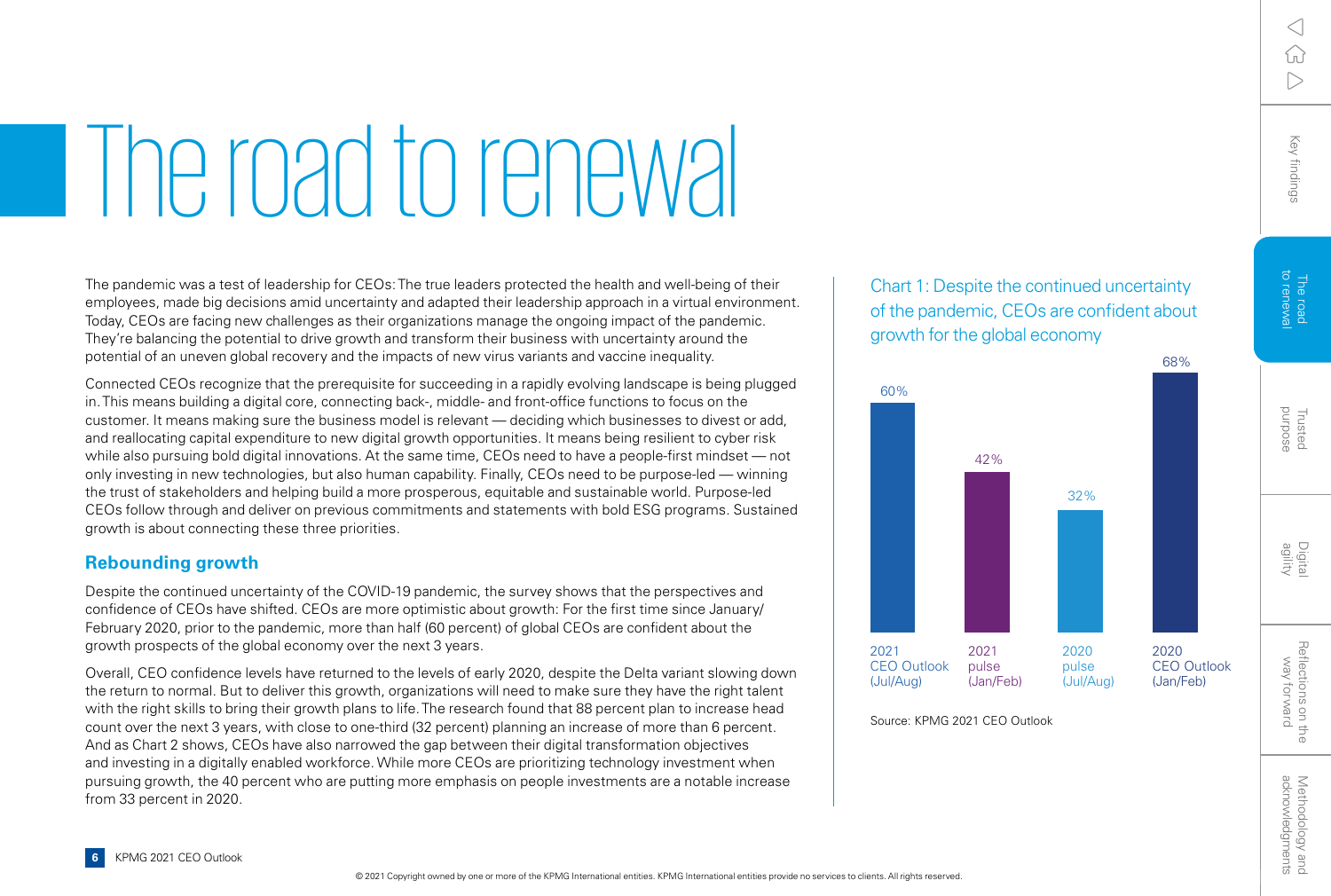# The road to renewal

The pandemic was a test of leadership for CEOs: The true leaders protected the health and well-being of their employees, made big decisions amid uncertainty and adapted their leadership approach in a virtual environment. Today, CEOs are facing new challenges as their organizations manage the ongoing impact of the pandemic. They're balancing the potential to drive growth and transform their business with uncertainty around the potential of an uneven global recovery and the impacts of new virus variants and vaccine inequality.

Connected CEOs recognize that the prerequisite for succeeding in a rapidly evolving landscape is being plugged in. This means building a digital core, connecting back-, middle- and front-office functions to focus on the customer. It means making sure the business model is relevant — deciding which businesses to divest or add, and reallocating capital expenditure to new digital growth opportunities. It means being resilient to cyber risk while also pursuing bold digital innovations. At the same time, CEOs need to have a people-first mindset — not only investing in new technologies, but also human capability. Finally, CEOs need to be purpose-led — winning the trust of stakeholders and helping build a more prosperous, equitable and sustainable world. Purpose-led CEOs follow through and deliver on previous commitments and statements with bold ESG programs. Sustained growth is about connecting these three priorities.

## Rebounding growth

Despite the continued uncertainty of the COVID-19 pandemic, the survey shows that the perspectives and confidence of CEOs have shifted. CEOs are more optimistic about growth: For the first time since January/February 2020, prior to the pandemic, more than half (60 percent) of global CEOs are confident about the growth prospects of the global economy over the next 3 years.

Overall, CEO confidence levels have returned to the levels of early 2020, despite the Delta variant slowing down the return to normal. But to deliver this growth, organizations will need to make sure they have the right talent with the right skills to bring their growth plans to life. The research found that 88 percent plan to increase head count over the next 3 years, with close to one-third (32 percent) planning an increase of more than 6 percent. And as Chart 2 shows, CEOs have also narrowed the gap between their digital transformation objectives and investing in a digitally enabled workforce. While more CEOs are prioritizing technology investment when pursuing growth, the 40 percent who are putting more emphasis on people investments are a notable increase from 33 percent in 2020.

### Chart 1: Despite the continued uncertainty of the pandemic, CEOs are confident about growth for the global economy

| Survey | Percent |
|---|---|
| 2021 CEO Outlook (Jul/Aug) | 60% |
| 2021 pulse (Jan/Feb) | 42% |
| 2020 pulse (Jul/Aug) | 32% |
| 2020 CEO Outlook (Jan/Feb) | 68% |

Source: KPMG 2021 CEO Outlook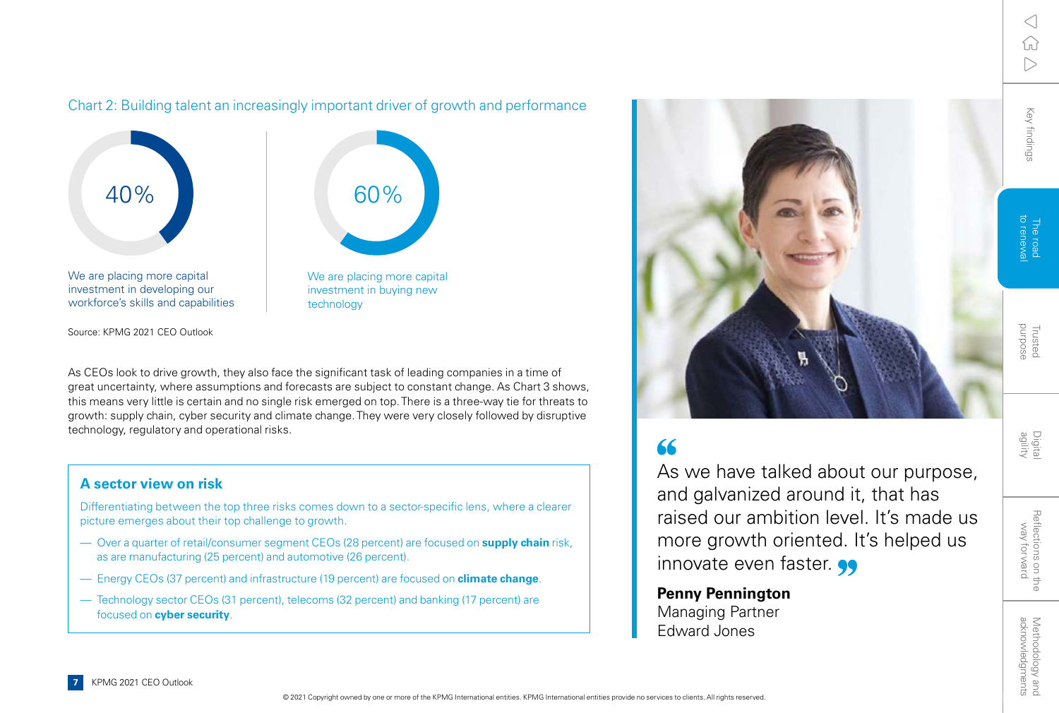### Chart 2: Building talent an increasingly important driver of growth and performance

40%

We are placing more capital investment in developing our workforce's skills and capabilities

60%

We are placing more capital investment in buying new technology

Source: KPMG 2021 CEO Outlook

As CEOs look to drive growth, they also face the significant task of leading companies in a time of great uncertainty, where assumptions and forecasts are subject to constant change. As Chart 3 shows, this means very little is certain and no single risk emerged on top. There is a three-way tie for threats to growth: supply chain, cyber security and climate change. They were very closely followed by disruptive technology, regulatory and operational risks.

## A sector view on risk

Differentiating between the top three risks comes down to a sector-specific lens, where a clearer picture emerges about their top challenge to growth.

- Over a quarter of retail/consumer segment CEOs (28 percent) are focused on **supply chain** risk, as are manufacturing (25 percent) and automotive (26 percent).
- Energy CEOs (37 percent) and infrastructure (19 percent) are focused on **climate change**.
- Technology sector CEOs (31 percent), telecoms (32 percent) and banking (17 percent) are focused on **cyber security**.

> "As we have talked about our purpose, and galvanized around it, that has raised our ambition level. It's made us more growth oriented. It's helped us innovate even faster."

**Penny Pennington**
Managing Partner
Edward Jones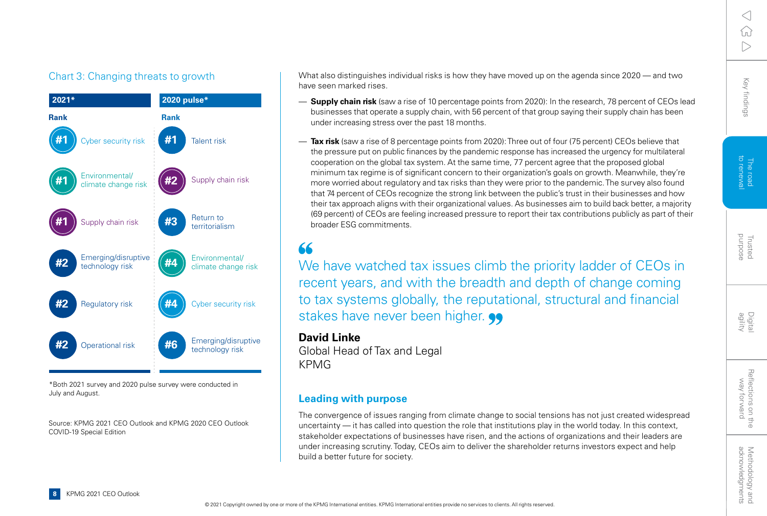## Chart 3: Changing threats to growth

| 2021* Rank | 2021* | 2020 pulse* Rank | 2020 pulse* |
|---|---|---|---|
| #1 | Cyber security risk | #1 | Talent risk |
| #1 | Environmental/ climate change risk | #2 | Supply chain risk |
| #1 | Supply chain risk | #3 | Return to territorialism |
| #2 | Emerging/disruptive technology risk | #4 | Environmental/ climate change risk |
| #2 | Regulatory risk | #4 | Cyber security risk |
| #2 | Operational risk | #6 | Emerging/disruptive technology risk |

*Both 2021 survey and 2020 pulse survey were conducted in July and August.

Source: KPMG 2021 CEO Outlook and KPMG 2020 CEO Outlook COVID-19 Special Edition

What also distinguishes individual risks is how they have moved up on the agenda since 2020 — and two have seen marked rises.

- **Supply chain risk** (saw a rise of 10 percentage points from 2020): In the research, 78 percent of CEOs lead businesses that operate a supply chain, with 56 percent of that group saying their supply chain has been under increasing stress over the past 18 months.
- **Tax risk** (saw a rise of 8 percentage points from 2020): Three out of four (75 percent) CEOs believe that the pressure put on public finances by the pandemic response has increased the urgency for multilateral cooperation on the global tax system. At the same time, 77 percent agree that the proposed global minimum tax regime is of significant concern to their organization's goals on growth. Meanwhile, they're more worried about regulatory and tax risks than they were prior to the pandemic. The survey also found that 74 percent of CEOs recognize the strong link between the public's trust in their businesses and how their tax approach aligns with their organizational values. As businesses aim to build back better, a majority (69 percent) of CEOs are feeling increased pressure to report their tax contributions publicly as part of their broader ESG commitments.

> "We have watched tax issues climb the priority ladder of CEOs in recent years, and with the breadth and depth of change coming to tax systems globally, the reputational, structural and financial stakes have never been higher."
>
> **David Linke**
> Global Head of Tax and Legal
> KPMG

### Leading with purpose

The convergence of issues ranging from climate change to social tensions has not just created widespread uncertainty — it has called into question the role that institutions play in the world today. In this context, stakeholder expectations of businesses have risen, and the actions of organizations and their leaders are under increasing scrutiny. Today, CEOs aim to deliver the shareholder returns investors expect and help build a better future for society.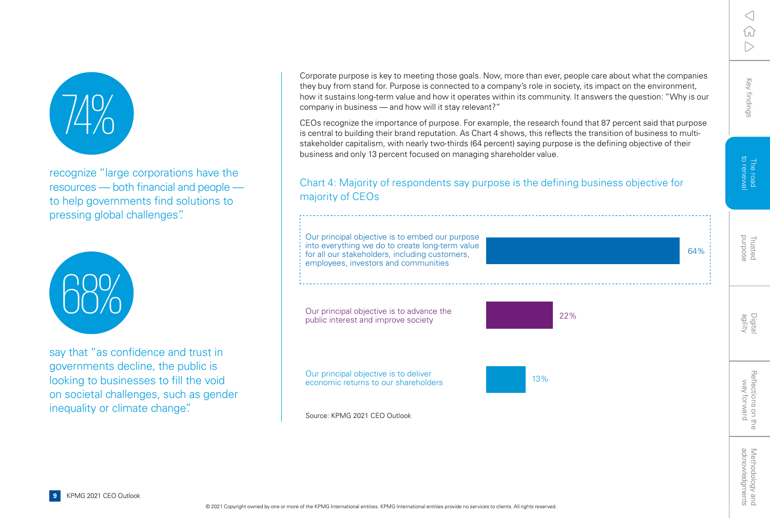**74%**

recognize "large corporations have the resources — both financial and people — to help governments find solutions to pressing global challenges".

**68%**

say that "as confidence and trust in governments decline, the public is looking to businesses to fill the void on societal challenges, such as gender inequality or climate change".

Corporate purpose is key to meeting those goals. Now, more than ever, people care about what the companies they buy from stand for. Purpose is connected to a company's role in society, its impact on the environment, how it sustains long-term value and how it operates within its community. It answers the question: "Why is our company in business — and how will it stay relevant?"

CEOs recognize the importance of purpose. For example, the research found that 87 percent said that purpose is central to building their brand reputation. As Chart 4 shows, this reflects the transition of business to multi-stakeholder capitalism, with nearly two-thirds (64 percent) saying purpose is the defining objective of their business and only 13 percent focused on managing shareholder value.

## Chart 4: Majority of respondents say purpose is the defining business objective for majority of CEOs

| Objective | Percentage |
| --- | --- |
| Our principal objective is to embed our purpose into everything we do to create long-term value for all our stakeholders, including customers, employees, investors and communities | 64% |
| Our principal objective is to advance the public interest and improve society | 22% |
| Our principal objective is to deliver economic returns to our shareholders | 13% |

Source: KPMG 2021 CEO Outlook

© 2021 Copyright owned by one or more of the KPMG International entities. KPMG International entities provide no services to clients. All rights reserved.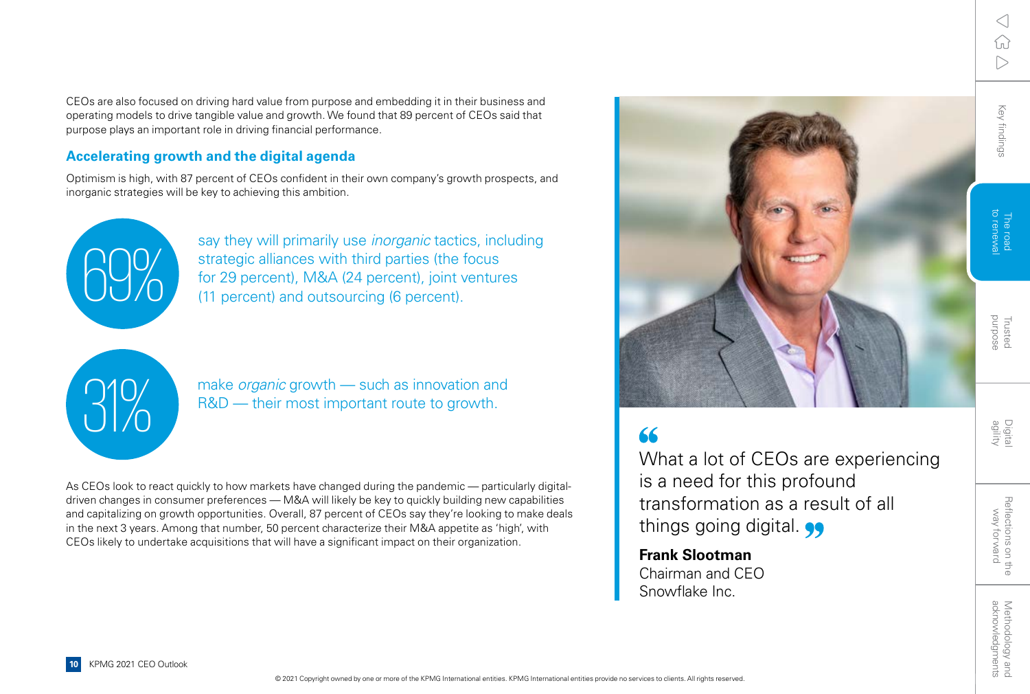CEOs are also focused on driving hard value from purpose and embedding it in their business and operating models to drive tangible value and growth. We found that 89 percent of CEOs said that purpose plays an important role in driving financial performance.

## Accelerating growth and the digital agenda

Optimism is high, with 87 percent of CEOs confident in their own company's growth prospects, and inorganic strategies will be key to achieving this ambition.

**69%** say they will primarily use *inorganic* tactics, including strategic alliances with third parties (the focus for 29 percent), M&A (24 percent), joint ventures (11 percent) and outsourcing (6 percent).

**31%** make *organic* growth — such as innovation and R&D — their most important route to growth.

As CEOs look to react quickly to how markets have changed during the pandemic — particularly digital-driven changes in consumer preferences — M&A will likely be key to quickly building new capabilities and capitalizing on growth opportunities. Overall, 87 percent of CEOs say they're looking to make deals in the next 3 years. Among that number, 50 percent characterize their M&A appetite as 'high', with CEOs likely to undertake acquisitions that will have a significant impact on their organization.

> "What a lot of CEOs are experiencing is a need for this profound transformation as a result of all things going digital."
>
> **Frank Slootman**
> Chairman and CEO
> Snowflake Inc.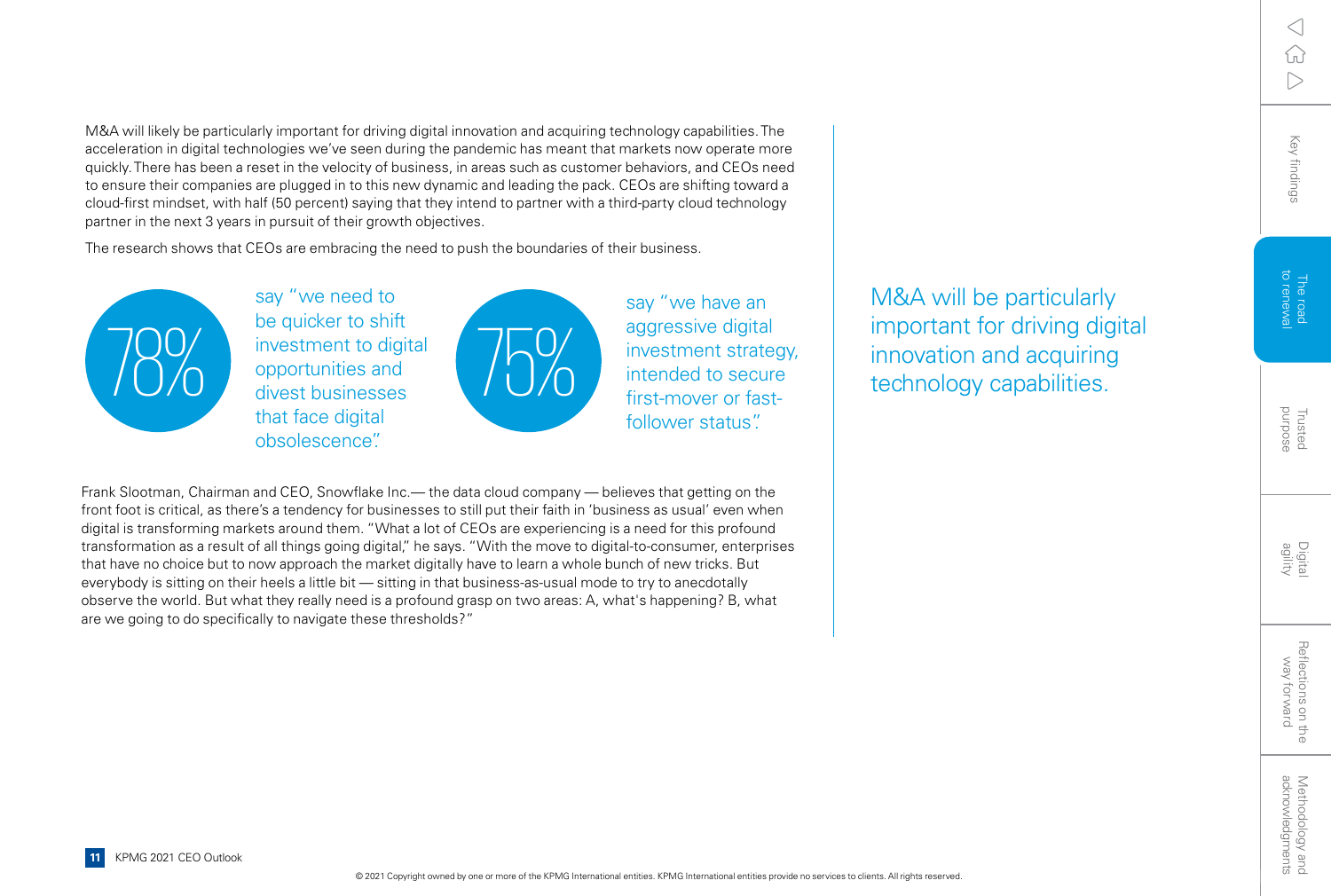M&A will likely be particularly important for driving digital innovation and acquiring technology capabilities. The acceleration in digital technologies we've seen during the pandemic has meant that markets now operate more quickly. There has been a reset in the velocity of business, in areas such as customer behaviors, and CEOs need to ensure their companies are plugged in to this new dynamic and leading the pack. CEOs are shifting toward a cloud-first mindset, with half (50 percent) saying that they intend to partner with a third-party cloud technology partner in the next 3 years in pursuit of their growth objectives.

The research shows that CEOs are embracing the need to push the boundaries of their business.

**78%** say "we need to be quicker to shift investment to digital opportunities and divest businesses that face digital obsolescence".

**75%** say "we have an aggressive digital investment strategy, intended to secure first-mover or fast-follower status".

Frank Slootman, Chairman and CEO, Snowflake Inc.— the data cloud company — believes that getting on the front foot is critical, as there's a tendency for businesses to still put their faith in 'business as usual' even when digital is transforming markets around them. "What a lot of CEOs are experiencing is a need for this profound transformation as a result of all things going digital," he says. "With the move to digital-to-consumer, enterprises that have no choice but to now approach the market digitally have to learn a whole bunch of new tricks. But everybody is sitting on their heels a little bit — sitting in that business-as-usual mode to try to anecdotally observe the world. But what they really need is a profound grasp on two areas: A, what's happening? B, what are we going to do specifically to navigate these thresholds?"

> M&A will be particularly important for driving digital innovation and acquiring technology capabilities.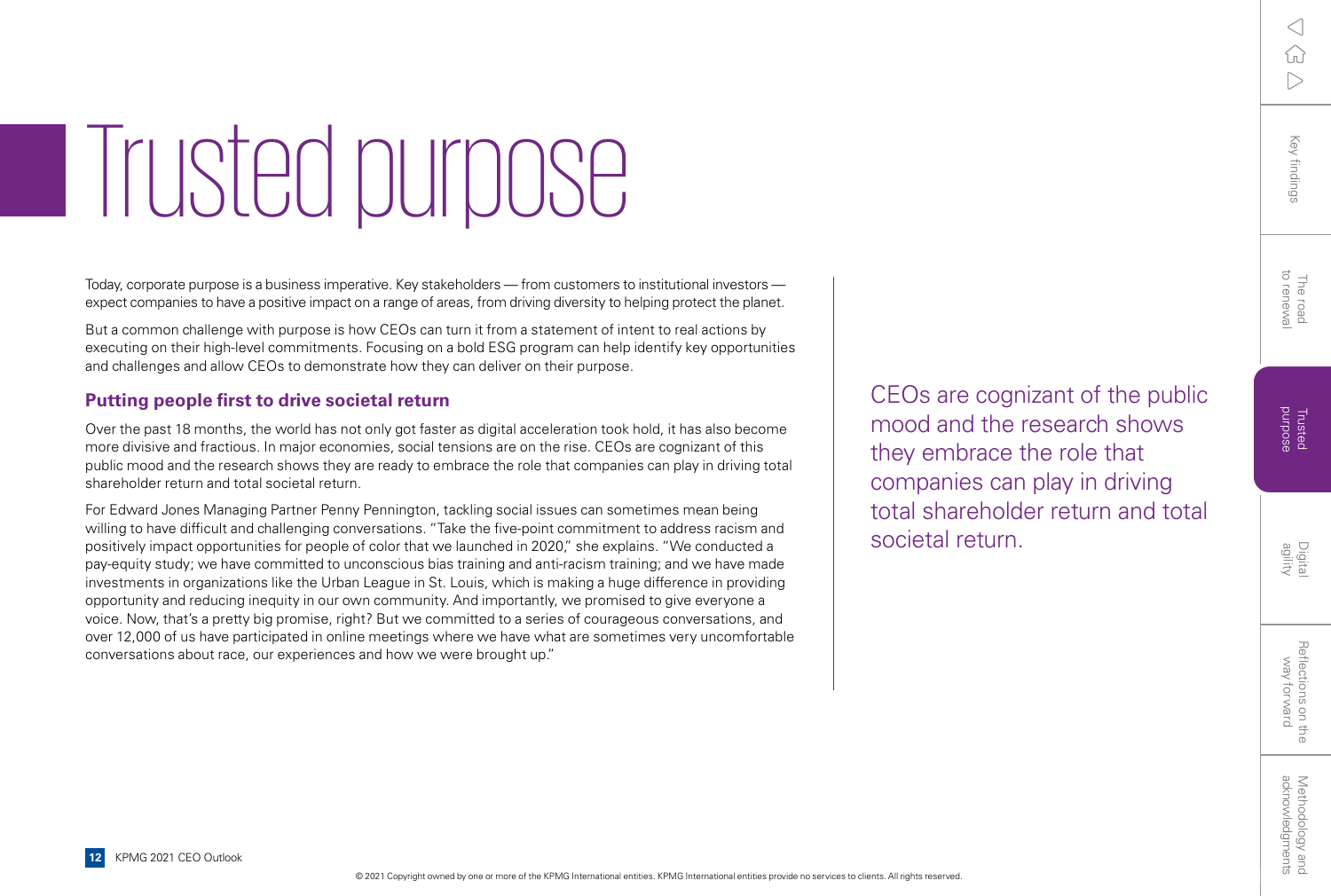# Trusted purpose

Today, corporate purpose is a business imperative. Key stakeholders — from customers to institutional investors — expect companies to have a positive impact on a range of areas, from driving diversity to helping protect the planet.

But a common challenge with purpose is how CEOs can turn it from a statement of intent to real actions by executing on their high-level commitments. Focusing on a bold ESG program can help identify key opportunities and challenges and allow CEOs to demonstrate how they can deliver on their purpose.

## Putting people first to drive societal return

Over the past 18 months, the world has not only got faster as digital acceleration took hold, it has also become more divisive and fractious. In major economies, social tensions are on the rise. CEOs are cognizant of this public mood and the research shows they are ready to embrace the role that companies can play in driving total shareholder return and total societal return.

For Edward Jones Managing Partner Penny Pennington, tackling social issues can sometimes mean being willing to have difficult and challenging conversations. "Take the five-point commitment to address racism and positively impact opportunities for people of color that we launched in 2020," she explains. "We conducted a pay-equity study; we have committed to unconscious bias training and anti-racism training; and we have made investments in organizations like the Urban League in St. Louis, which is making a huge difference in providing opportunity and reducing inequity in our own community. And importantly, we promised to give everyone a voice. Now, that's a pretty big promise, right? But we committed to a series of courageous conversations, and over 12,000 of us have participated in online meetings where we have what are sometimes very uncomfortable conversations about race, our experiences and how we were brought up."

> CEOs are cognizant of the public mood and the research shows they embrace the role that companies can play in driving total shareholder return and total societal return.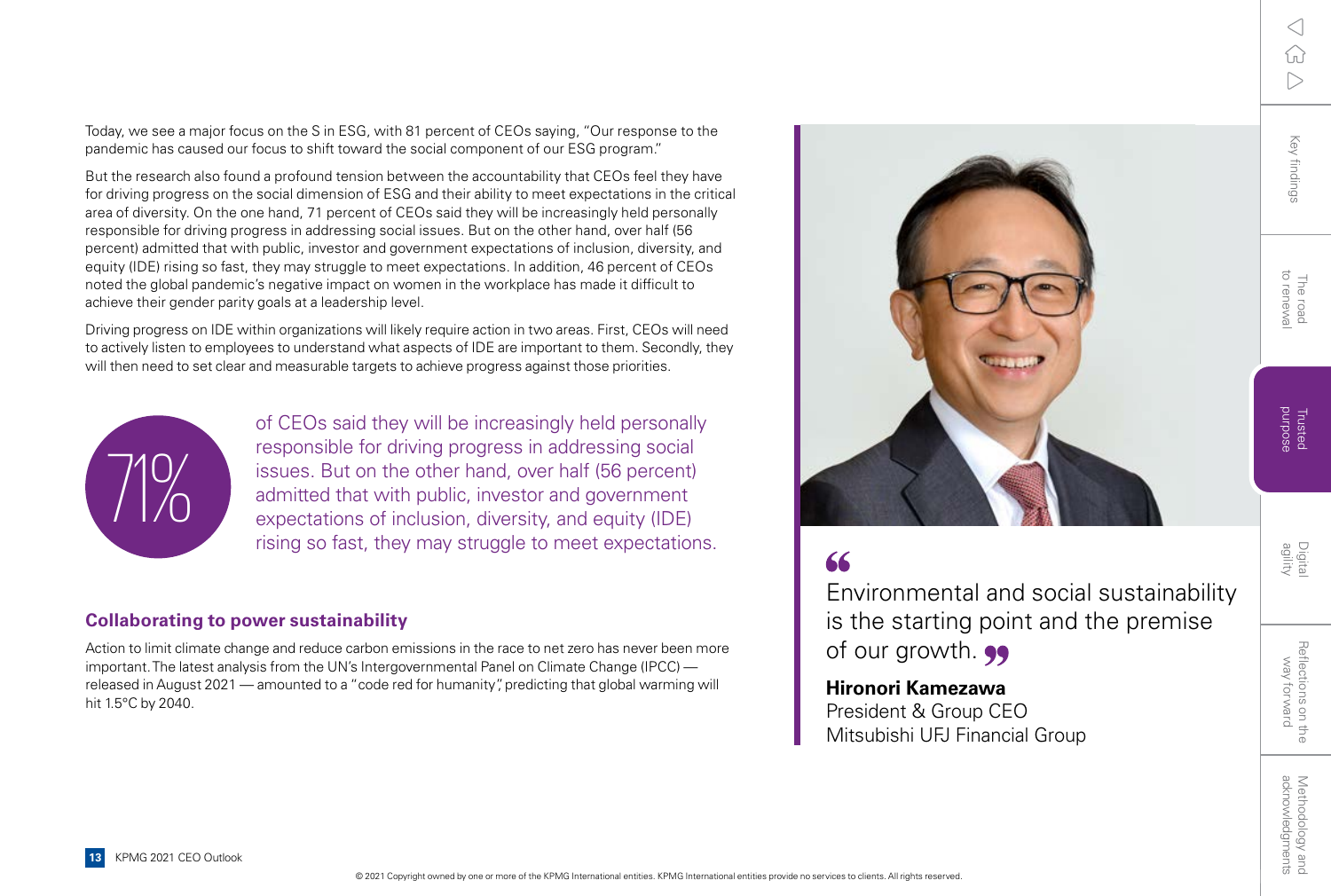Today, we see a major focus on the S in ESG, with 81 percent of CEOs saying, "Our response to the pandemic has caused our focus to shift toward the social component of our ESG program."

But the research also found a profound tension between the accountability that CEOs feel they have for driving progress on the social dimension of ESG and their ability to meet expectations in the critical area of diversity. On the one hand, 71 percent of CEOs said they will be increasingly held personally responsible for driving progress in addressing social issues. But on the other hand, over half (56 percent) admitted that with public, investor and government expectations of inclusion, diversity, and equity (IDE) rising so fast, they may struggle to meet expectations. In addition, 46 percent of CEOs noted the global pandemic's negative impact on women in the workplace has made it difficult to achieve their gender parity goals at a leadership level.

Driving progress on IDE within organizations will likely require action in two areas. First, CEOs will need to actively listen to employees to understand what aspects of IDE are important to them. Secondly, they will then need to set clear and measurable targets to achieve progress against those priorities.

**71%** of CEOs said they will be increasingly held personally responsible for driving progress in addressing social issues. But on the other hand, over half (56 percent) admitted that with public, investor and government expectations of inclusion, diversity, and equity (IDE) rising so fast, they may struggle to meet expectations.

## Collaborating to power sustainability

Action to limit climate change and reduce carbon emissions in the race to net zero has never been more important. The latest analysis from the UN's Intergovernmental Panel on Climate Change (IPCC) — released in August 2021 — amounted to a "code red for humanity", predicting that global warming will hit 1.5°C by 2040.

> "Environmental and social sustainability is the starting point and the premise of our growth."
>
> **Hironori Kamezawa**
> President & Group CEO
> Mitsubishi UFJ Financial Group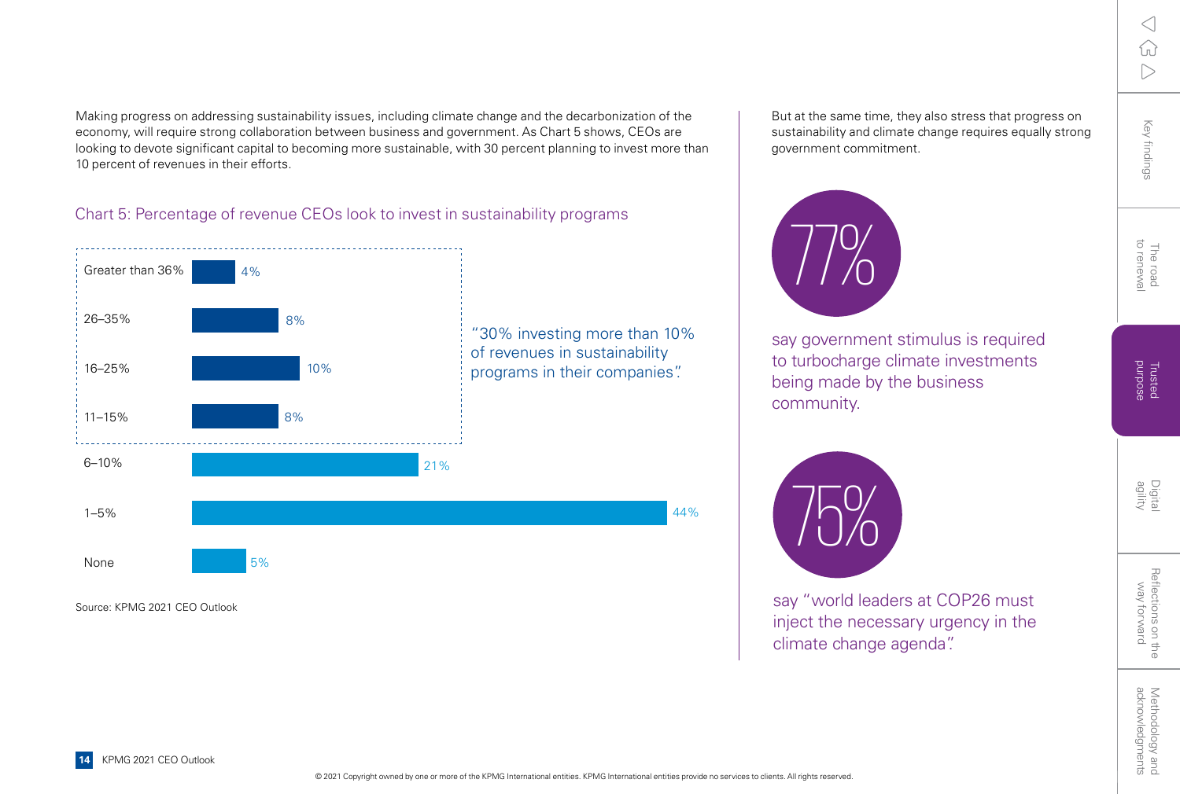Making progress on addressing sustainability issues, including climate change and the decarbonization of the economy, will require strong collaboration between business and government. As Chart 5 shows, CEOs are looking to devote significant capital to becoming more sustainable, with 30 percent planning to invest more than 10 percent of revenues in their efforts.

### Chart 5: Percentage of revenue CEOs look to invest in sustainability programs

| Percentage of revenue | Share of CEOs |
|---|---|
| Greater than 36% | 4% |
| 26–35% | 8% |
| 16–25% | 10% |
| 11–15% | 8% |
| 6–10% | 21% |
| 1–5% | 44% |
| None | 5% |

"30% investing more than 10% of revenues in sustainability programs in their companies".

Source: KPMG 2021 CEO Outlook

But at the same time, they also stress that progress on sustainability and climate change requires equally strong government commitment.

**77%** say government stimulus is required to turbocharge climate investments being made by the business community.

**75%** say "world leaders at COP26 must inject the necessary urgency in the climate change agenda".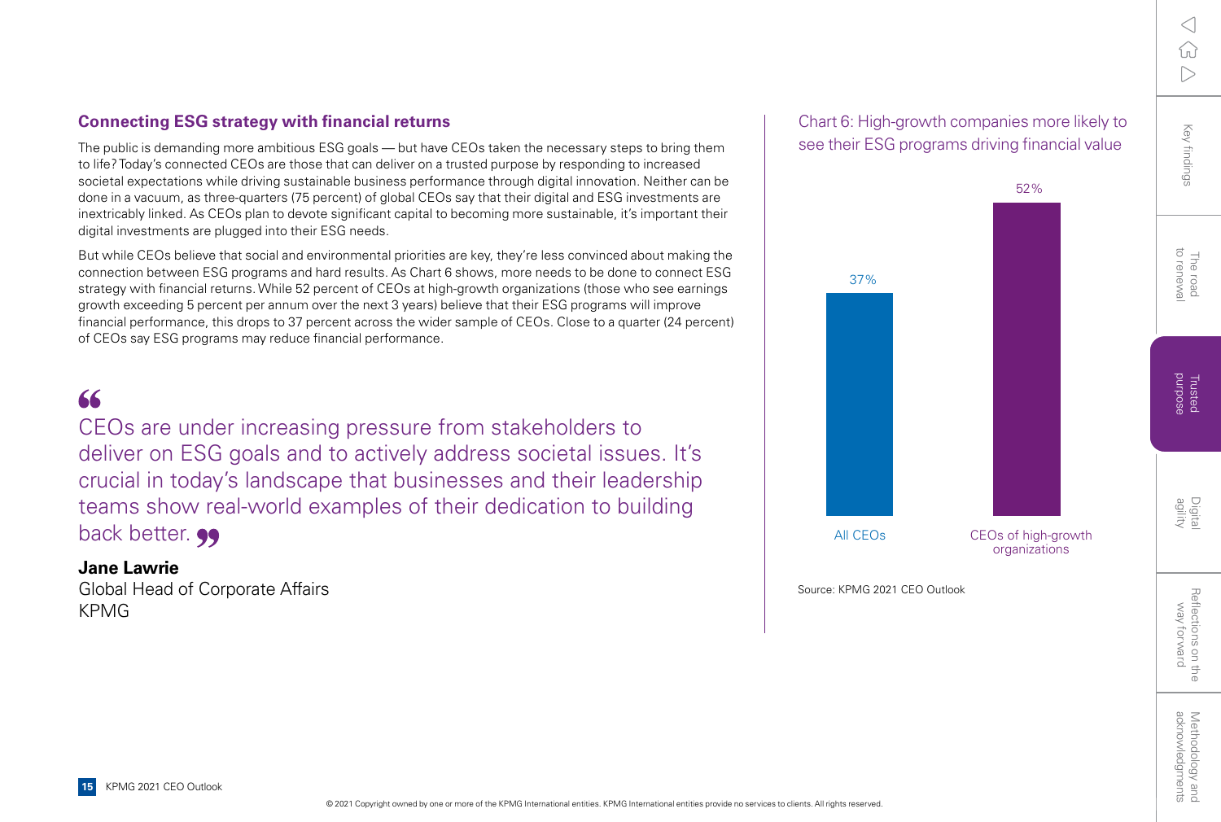## Connecting ESG strategy with financial returns

The public is demanding more ambitious ESG goals — but have CEOs taken the necessary steps to bring them to life? Today's connected CEOs are those that can deliver on a trusted purpose by responding to increased societal expectations while driving sustainable business performance through digital innovation. Neither can be done in a vacuum, as three-quarters (75 percent) of global CEOs say that their digital and ESG investments are inextricably linked. As CEOs plan to devote significant capital to becoming more sustainable, it's important their digital investments are plugged into their ESG needs.

But while CEOs believe that social and environmental priorities are key, they're less convinced about making the connection between ESG programs and hard results. As Chart 6 shows, more needs to be done to connect ESG strategy with financial returns. While 52 percent of CEOs at high-growth organizations (those who see earnings growth exceeding 5 percent per annum over the next 3 years) believe that their ESG programs will improve financial performance, this drops to 37 percent across the wider sample of CEOs. Close to a quarter (24 percent) of CEOs say ESG programs may reduce financial performance.

> "CEOs are under increasing pressure from stakeholders to deliver on ESG goals and to actively address societal issues. It's crucial in today's landscape that businesses and their leadership teams show real-world examples of their dedication to building back better."

**Jane Lawrie**
Global Head of Corporate Affairs
KPMG

### Chart 6: High-growth companies more likely to see their ESG programs driving financial value

| | Percentage |
|---|---|
| All CEOs | 37% |
| CEOs of high-growth organizations | 52% |

Source: KPMG 2021 CEO Outlook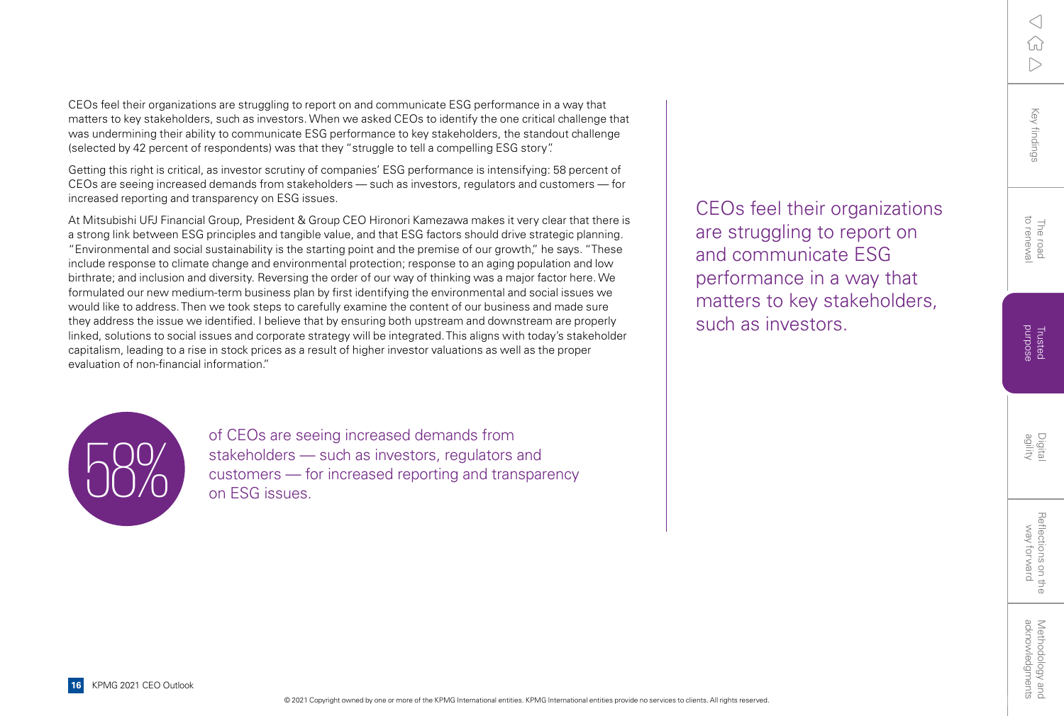CEOs feel their organizations are struggling to report on and communicate ESG performance in a way that matters to key stakeholders, such as investors. When we asked CEOs to identify the one critical challenge that was undermining their ability to communicate ESG performance to key stakeholders, the standout challenge (selected by 42 percent of respondents) was that they "struggle to tell a compelling ESG story".

Getting this right is critical, as investor scrutiny of companies' ESG performance is intensifying: 58 percent of CEOs are seeing increased demands from stakeholders — such as investors, regulators and customers — for increased reporting and transparency on ESG issues.

At Mitsubishi UFJ Financial Group, President & Group CEO Hironori Kamezawa makes it very clear that there is a strong link between ESG principles and tangible value, and that ESG factors should drive strategic planning. "Environmental and social sustainability is the starting point and the premise of our growth," he says. "These include response to climate change and environmental protection; response to an aging population and low birthrate; and inclusion and diversity. Reversing the order of our way of thinking was a major factor here. We formulated our new medium-term business plan by first identifying the environmental and social issues we would like to address. Then we took steps to carefully examine the content of our business and made sure they address the issue we identified. I believe that by ensuring both upstream and downstream are properly linked, solutions to social issues and corporate strategy will be integrated. This aligns with today's stakeholder capitalism, leading to a rise in stock prices as a result of higher investor valuations as well as the proper evaluation of non-financial information."

**58%** of CEOs are seeing increased demands from stakeholders — such as investors, regulators and customers — for increased reporting and transparency on ESG issues.

CEOs feel their organizations are struggling to report on and communicate ESG performance in a way that matters to key stakeholders, such as investors.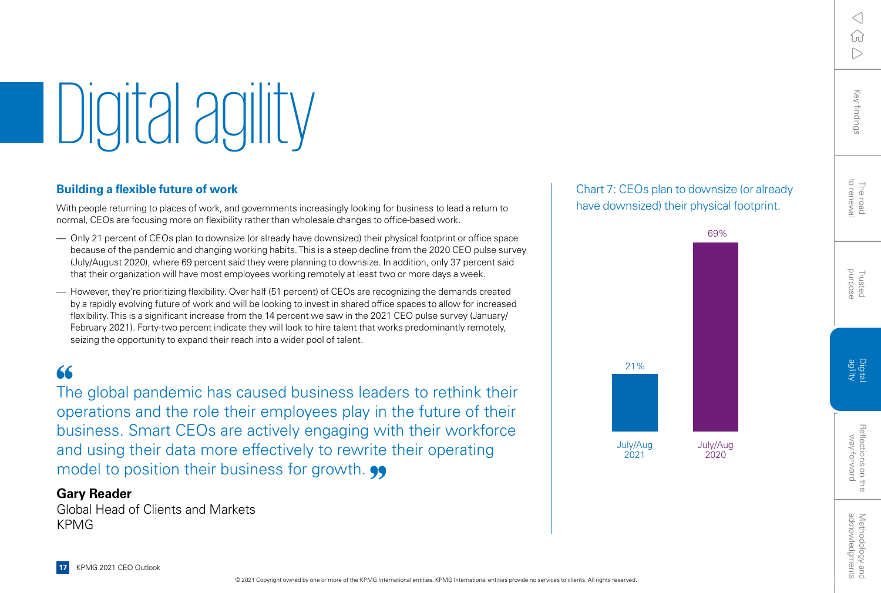# Digital agility

### Building a flexible future of work

With people returning to places of work, and governments increasingly looking for business to lead a return to normal, CEOs are focusing more on flexibility rather than wholesale changes to office-based work.

- Only 21 percent of CEOs plan to downsize (or already have downsized) their physical footprint or office space because of the pandemic and changing working habits. This is a steep decline from the 2020 CEO pulse survey (July/August 2020), where 69 percent said they were planning to downsize. In addition, only 37 percent said that their organization will have most employees working remotely at least two or more days a week.
- However, they're prioritizing flexibility. Over half (51 percent) of CEOs are recognizing the demands created by a rapidly evolving future of work and will be looking to invest in shared office spaces to allow for increased flexibility. This is a significant increase from the 14 percent we saw in the 2021 CEO pulse survey (January/February 2021). Forty-two percent indicate they will look to hire talent that works predominantly remotely, seizing the opportunity to expand their reach into a wider pool of talent.

> "The global pandemic has caused business leaders to rethink their operations and the role their employees play in the future of their business. Smart CEOs are actively engaging with their workforce and using their data more effectively to rewrite their operating model to position their business for growth."

**Gary Reader**
Global Head of Clients and Markets
KPMG

Chart 7: CEOs plan to downsize (or already have downsized) their physical footprint.

| Period | Percent |
|---|---|
| July/Aug 2021 | 21% |
| July/Aug 2020 | 69% |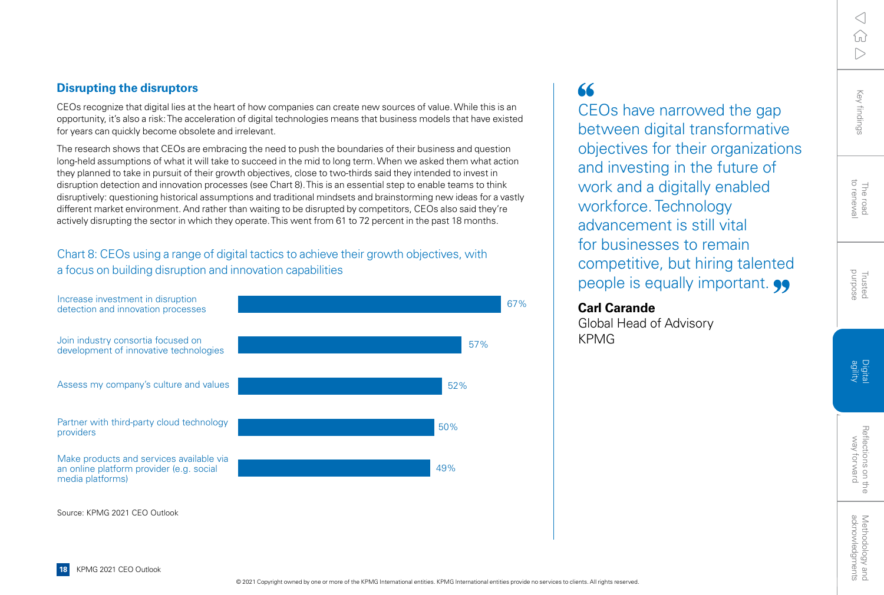## Disrupting the disruptors

CEOs recognize that digital lies at the heart of how companies can create new sources of value. While this is an opportunity, it's also a risk: The acceleration of digital technologies means that business models that have existed for years can quickly become obsolete and irrelevant.

The research shows that CEOs are embracing the need to push the boundaries of their business and question long-held assumptions of what it will take to succeed in the mid to long term. When we asked them what action they planned to take in pursuit of their growth objectives, close to two-thirds said they intended to invest in disruption detection and innovation processes (see Chart 8). This is an essential step to enable teams to think disruptively: questioning historical assumptions and traditional mindsets and brainstorming new ideas for a vastly different market environment. And rather than waiting to be disrupted by competitors, CEOs also said they're actively disrupting the sector in which they operate. This went from 61 to 72 percent in the past 18 months.

### Chart 8: CEOs using a range of digital tactics to achieve their growth objectives, with a focus on building disruption and innovation capabilities

| Tactic | Percentage |
|---|---|
| Increase investment in disruption detection and innovation processes | 67% |
| Join industry consortia focused on development of innovative technologies | 57% |
| Assess my company's culture and values | 52% |
| Partner with third-party cloud technology providers | 50% |
| Make products and services available via an online platform provider (e.g. social media platforms) | 49% |

Source: KPMG 2021 CEO Outlook

> "CEOs have narrowed the gap between digital transformative objectives for their organizations and investing in the future of work and a digitally enabled workforce. Technology advancement is still vital for businesses to remain competitive, but hiring talented people is equally important."

**Carl Carande**
Global Head of Advisory
KPMG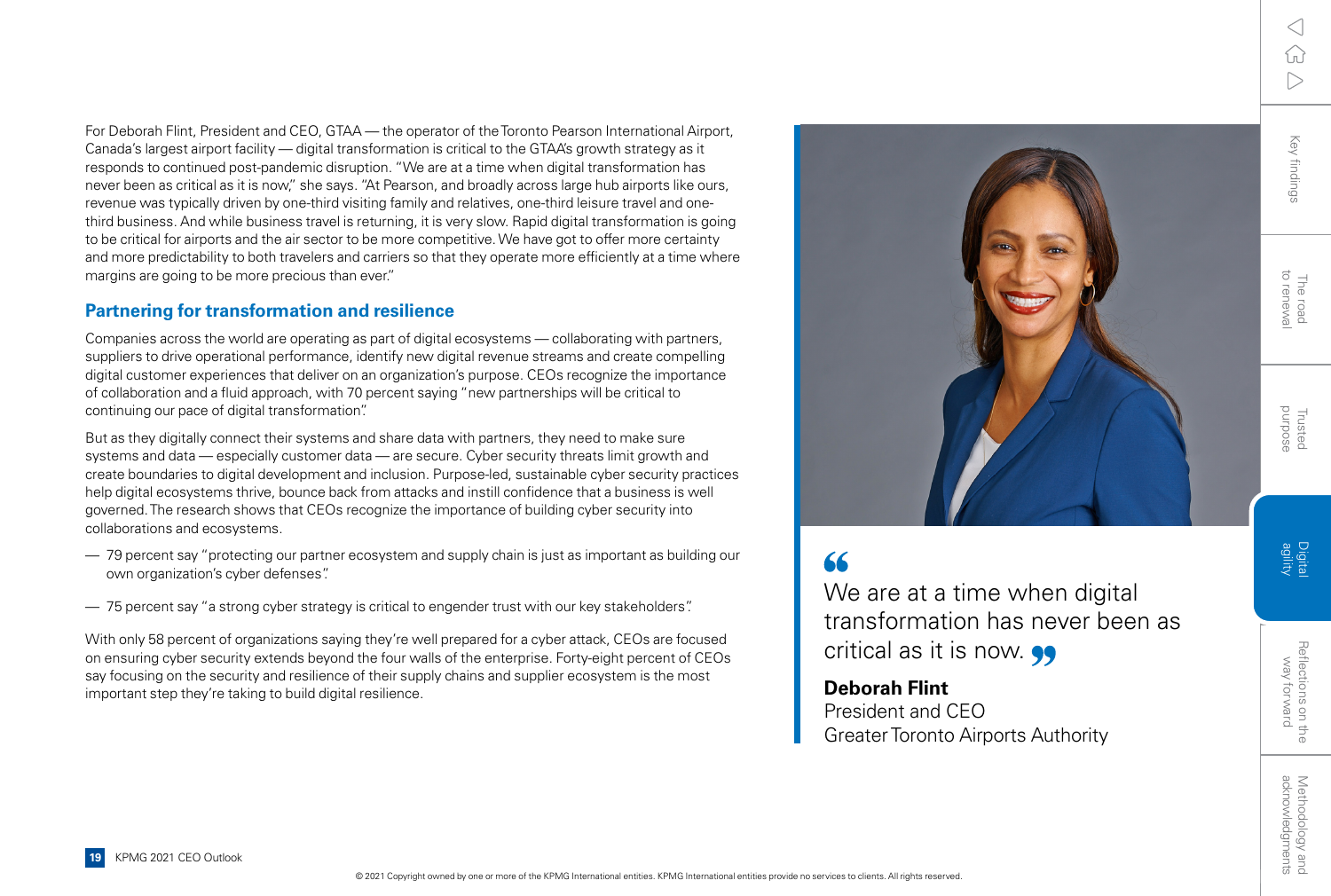For Deborah Flint, President and CEO, GTAA — the operator of the Toronto Pearson International Airport, Canada's largest airport facility — digital transformation is critical to the GTAA's growth strategy as it responds to continued post-pandemic disruption. "We are at a time when digital transformation has never been as critical as it is now," she says. "At Pearson, and broadly across large hub airports like ours, revenue was typically driven by one-third visiting family and relatives, one-third leisure travel and one-third business. And while business travel is returning, it is very slow. Rapid digital transformation is going to be critical for airports and the air sector to be more competitive. We have got to offer more certainty and more predictability to both travelers and carriers so that they operate more efficiently at a time where margins are going to be more precious than ever."

## Partnering for transformation and resilience

Companies across the world are operating as part of digital ecosystems — collaborating with partners, suppliers to drive operational performance, identify new digital revenue streams and create compelling digital customer experiences that deliver on an organization's purpose. CEOs recognize the importance of collaboration and a fluid approach, with 70 percent saying "new partnerships will be critical to continuing our pace of digital transformation."

But as they digitally connect their systems and share data with partners, they need to make sure systems and data — especially customer data — are secure. Cyber security threats limit growth and create boundaries to digital development and inclusion. Purpose-led, sustainable cyber security practices help digital ecosystems thrive, bounce back from attacks and instill confidence that a business is well governed. The research shows that CEOs recognize the importance of building cyber security into collaborations and ecosystems.

- 79 percent say "protecting our partner ecosystem and supply chain is just as important as building our own organization's cyber defenses."
- 75 percent say "a strong cyber strategy is critical to engender trust with our key stakeholders."

With only 58 percent of organizations saying they're well prepared for a cyber attack, CEOs are focused on ensuring cyber security extends beyond the four walls of the enterprise. Forty-eight percent of CEOs say focusing on the security and resilience of their supply chains and supplier ecosystem is the most important step they're taking to build digital resilience.

> "We are at a time when digital transformation has never been as critical as it is now."
>
> **Deborah Flint**
> President and CEO
> Greater Toronto Airports Authority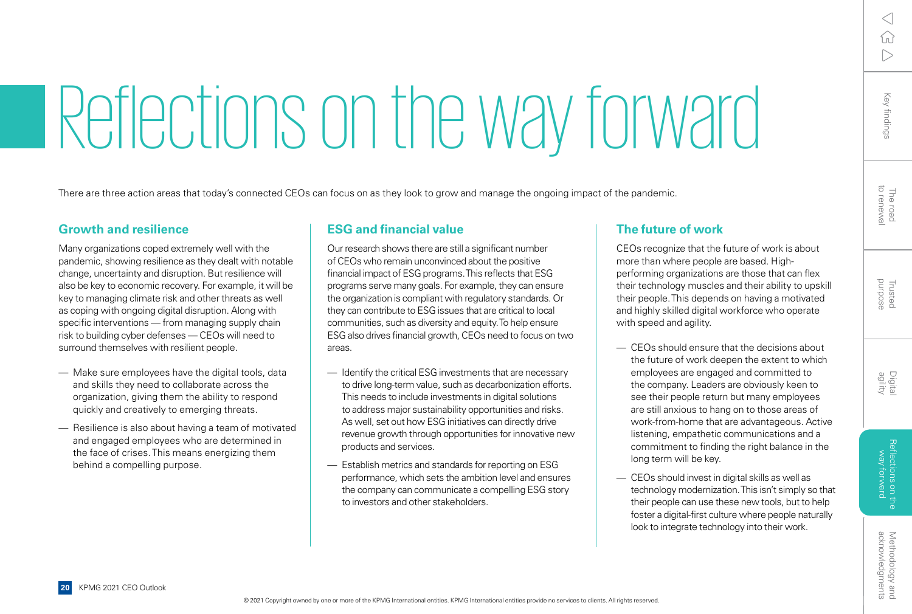# Reflections on the way forward

There are three action areas that today's connected CEOs can focus on as they look to grow and manage the ongoing impact of the pandemic.

## Growth and resilience

Many organizations coped extremely well with the pandemic, showing resilience as they dealt with notable change, uncertainty and disruption. But resilience will also be key to economic recovery. For example, it will be key to managing climate risk and other threats as well as coping with ongoing digital disruption. Along with specific interventions — from managing supply chain risk to building cyber defenses — CEOs will need to surround themselves with resilient people.

- Make sure employees have the digital tools, data and skills they need to collaborate across the organization, giving them the ability to respond quickly and creatively to emerging threats.
- Resilience is also about having a team of motivated and engaged employees who are determined in the face of crises. This means energizing them behind a compelling purpose.

## ESG and financial value

Our research shows there are still a significant number of CEOs who remain unconvinced about the positive financial impact of ESG programs. This reflects that ESG programs serve many goals. For example, they can ensure the organization is compliant with regulatory standards. Or they can contribute to ESG issues that are critical to local communities, such as diversity and equity. To help ensure ESG also drives financial growth, CEOs need to focus on two areas.

- Identify the critical ESG investments that are necessary to drive long-term value, such as decarbonization efforts. This needs to include investments in digital solutions to address major sustainability opportunities and risks. As well, set out how ESG initiatives can directly drive revenue growth through opportunities for innovative new products and services.
- Establish metrics and standards for reporting on ESG performance, which sets the ambition level and ensures the company can communicate a compelling ESG story to investors and other stakeholders.

## The future of work

CEOs recognize that the future of work is about more than where people are based. High-performing organizations are those that can flex their technology muscles and their ability to upskill their people. This depends on having a motivated and highly skilled digital workforce who operate with speed and agility.

- CEOs should ensure that the decisions about the future of work deepen the extent to which employees are engaged and committed to the company. Leaders are obviously keen to see their people return but many employees are still anxious to hang on to those areas of work-from-home that are advantageous. Active listening, empathetic communications and a commitment to finding the right balance in the long term will be key.
- CEOs should invest in digital skills as well as technology modernization. This isn't simply so that their people can use these new tools, but to help foster a digital-first culture where people naturally look to integrate technology into their work.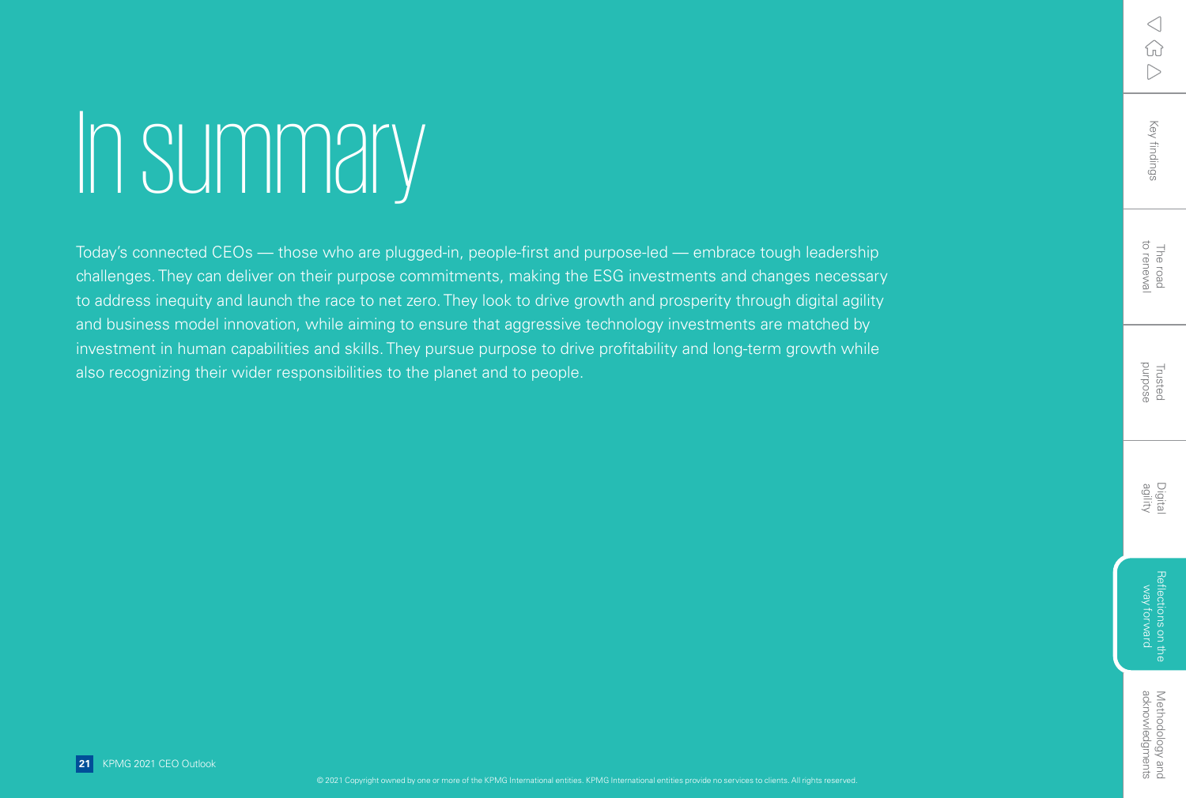# In summary

Today's connected CEOs — those who are plugged-in, people-first and purpose-led — embrace tough leadership challenges. They can deliver on their purpose commitments, making the ESG investments and changes necessary to address inequity and launch the race to net zero. They look to drive growth and prosperity through digital agility and business model innovation, while aiming to ensure that aggressive technology investments are matched by investment in human capabilities and skills. They pursue purpose to drive profitability and long-term growth while also recognizing their wider responsibilities to the planet and to people.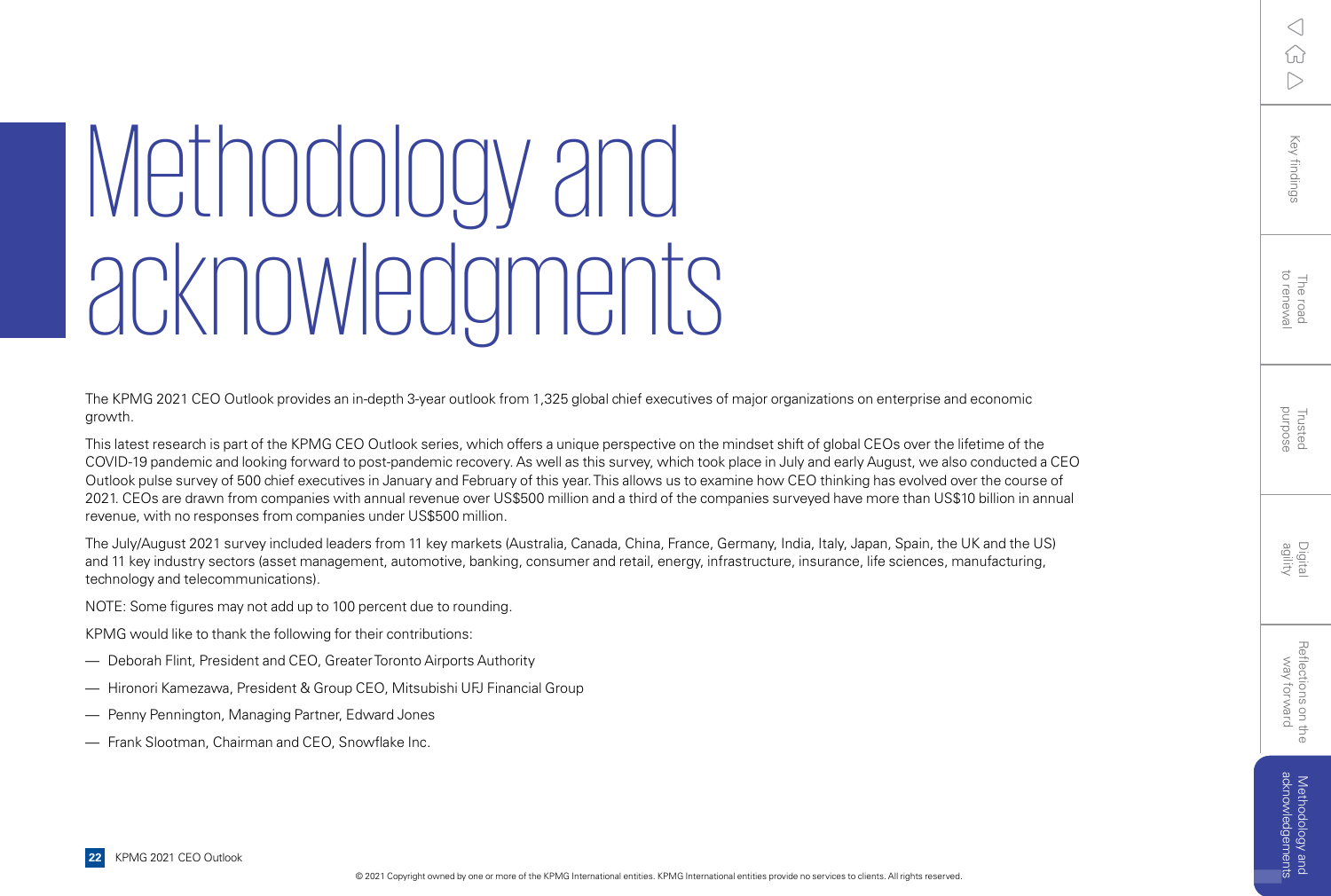# Methodology and acknowledgments

The KPMG 2021 CEO Outlook provides an in-depth 3-year outlook from 1,325 global chief executives of major organizations on enterprise and economic growth.

This latest research is part of the KPMG CEO Outlook series, which offers a unique perspective on the mindset shift of global CEOs over the lifetime of the COVID-19 pandemic and looking forward to post-pandemic recovery. As well as this survey, which took place in July and early August, we also conducted a CEO Outlook pulse survey of 500 chief executives in January and February of this year. This allows us to examine how CEO thinking has evolved over the course of 2021. CEOs are drawn from companies with annual revenue over US$500 million and a third of the companies surveyed have more than US$10 billion in annual revenue, with no responses from companies under US$500 million.

The July/August 2021 survey included leaders from 11 key markets (Australia, Canada, China, France, Germany, India, Italy, Japan, Spain, the UK and the US) and 11 key industry sectors (asset management, automotive, banking, consumer and retail, energy, infrastructure, insurance, life sciences, manufacturing, technology and telecommunications).

NOTE: Some figures may not add up to 100 percent due to rounding.

KPMG would like to thank the following for their contributions:

— Deborah Flint, President and CEO, Greater Toronto Airports Authority

— Hironori Kamezawa, President & Group CEO, Mitsubishi UFJ Financial Group

— Penny Pennington, Managing Partner, Edward Jones

— Frank Slootman, Chairman and CEO, Snowflake Inc.

© 2021 Copyright owned by one or more of the KPMG International entities. KPMG International entities provide no services to clients. All rights reserved.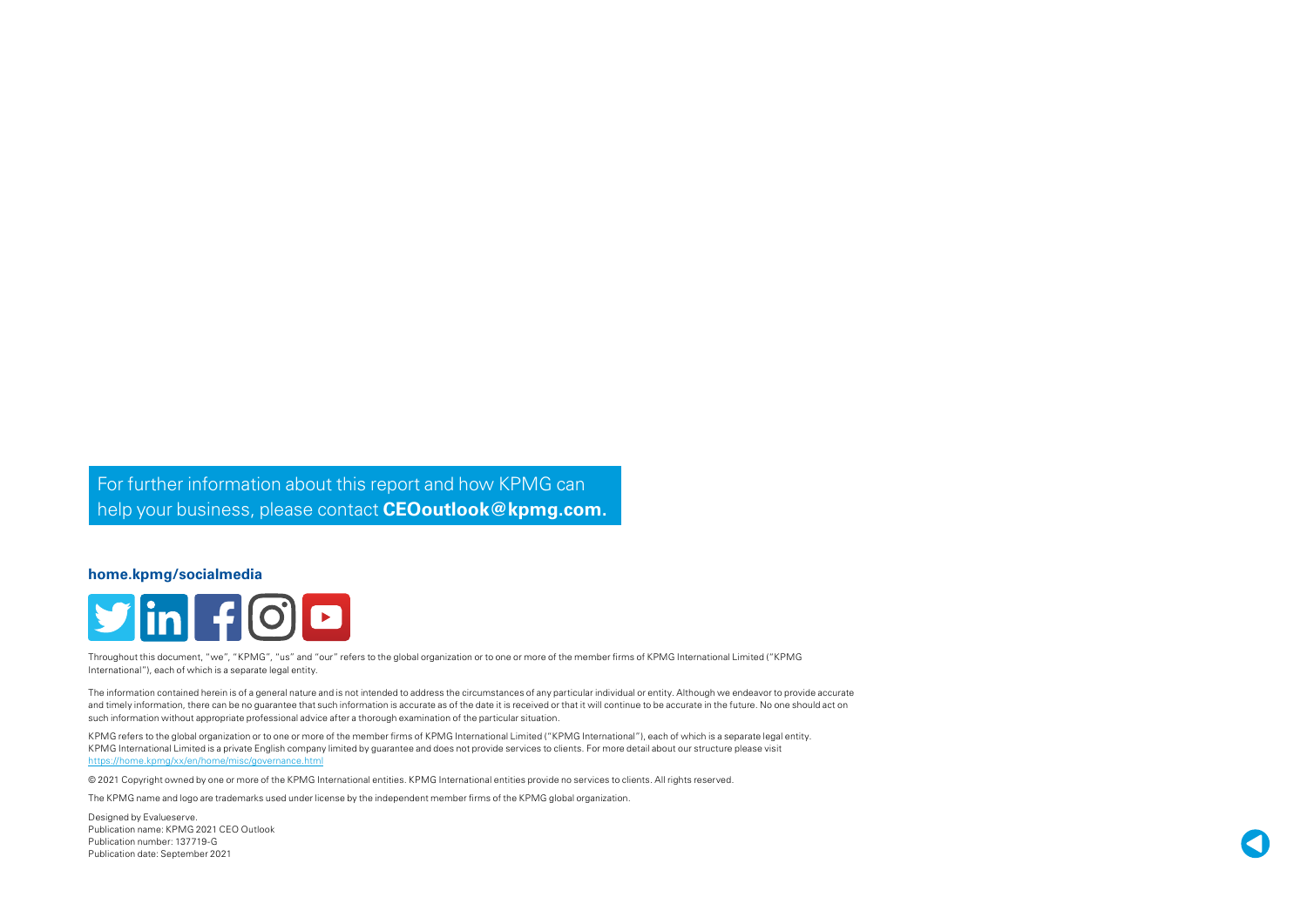For further information about this report and how KPMG can help your business, please contact **CEOoutlook@kpmg.com.**

**home.kpmg/socialmedia**

Throughout this document, "we", "KPMG", "us" and "our" refers to the global organization or to one or more of the member firms of KPMG International Limited ("KPMG International"), each of which is a separate legal entity.

The information contained herein is of a general nature and is not intended to address the circumstances of any particular individual or entity. Although we endeavor to provide accurate and timely information, there can be no guarantee that such information is accurate as of the date it is received or that it will continue to be accurate in the future. No one should act on such information without appropriate professional advice after a thorough examination of the particular situation.

KPMG refers to the global organization or to one or more of the member firms of KPMG International Limited ("KPMG International"), each of which is a separate legal entity. KPMG International Limited is a private English company limited by guarantee and does not provide services to clients. For more detail about our structure please visit https://home.kpmg/xx/en/home/misc/governance.html

© 2021 Copyright owned by one or more of the KPMG International entities. KPMG International entities provide no services to clients. All rights reserved.

The KPMG name and logo are trademarks used under license by the independent member firms of the KPMG global organization.

Designed by Evalueserve.
Publication name: KPMG 2021 CEO Outlook
Publication number: 137719-G
Publication date: September 2021